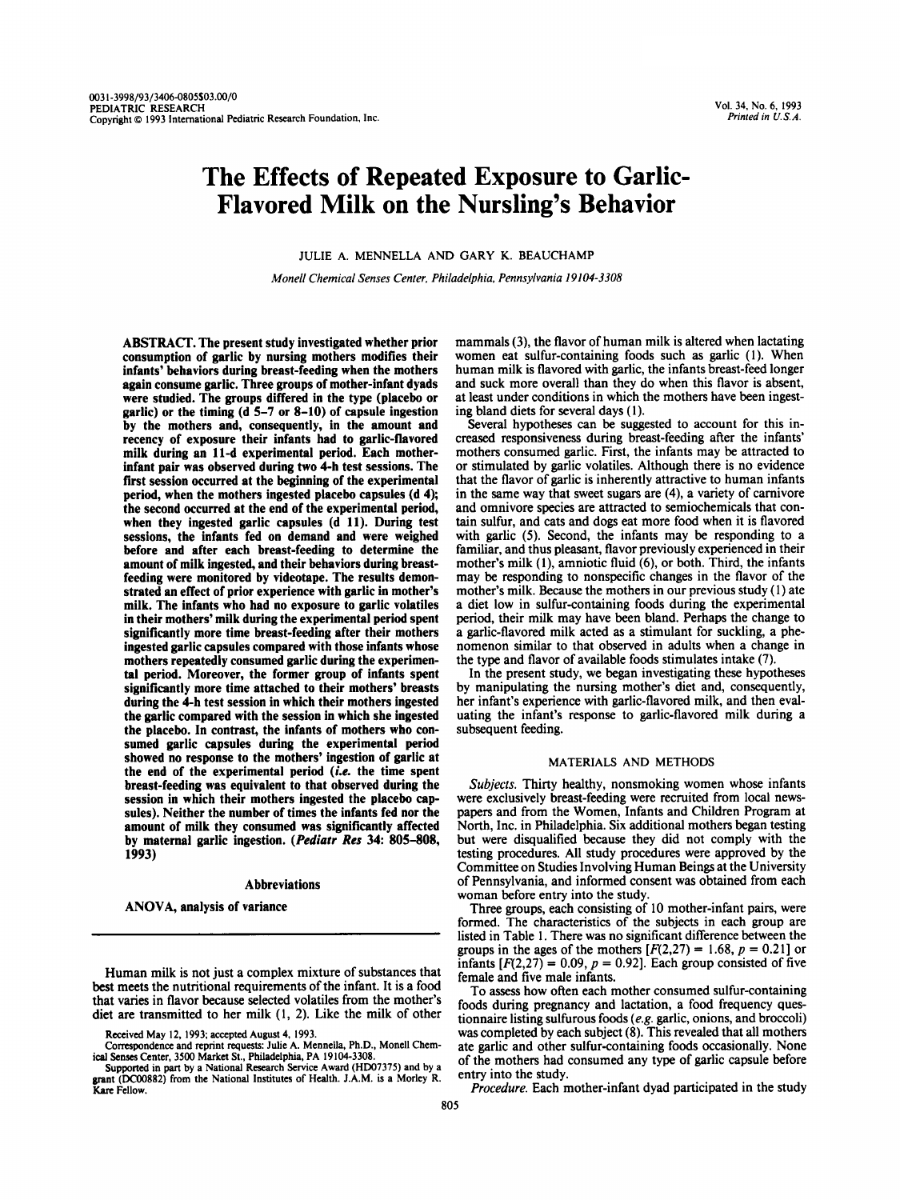# The Effects of Repeated Exposure to Garlic-Flavored Milk on the Nursling's Behavior

JULIE A. MENNELLA AND GARY K. BEAUCHAMP

*Monell Chemical Senses Center, Philadelphia, Pennsylvania 19104-3308*

**ABSTRACT.** The present study investigated whether prior consumption of garlic by nursing mothers modifies their infants' behaviors during breast-feeding when the mothers again consume garlic. Three groups of mother-infant dyads were studied. The groups differed in the type (placebo or garlic) or the timing (d 5–7 or 8–10) of capsule ingestion by the mothers and, consequently, in the amount and recency of exposure their infants had to garlic-flavored milk during an 11-d experimental period. Each mother-infant pair was observed during two 4-h test sessions. The first session occurred at the beginning of the experimental period, when the mothers ingested placebo capsules (d 4); the second occurred at the end of the experimental period, when they ingested garlic capsules (d 11). During test sessions, the infants fed on demand and were weighed before and after each breast-feeding to determine the amount of milk ingested, and their behaviors during breast-feeding were monitored by videotape. The results demonstrated an effect of prior experience with garlic in mother's milk. The infants who had no exposure to garlic volatiles in their mothers' milk during the experimental period spent significantly more time breast-feeding after their mothers ingested garlic capsules compared with those infants whose mothers repeatedly consumed garlic during the experimental period. Moreover, the former group of infants spent significantly more time attached to their mothers' breasts during the 4-h test session in which their mothers ingested the garlic compared with the session in which she ingested the placebo. In contrast, the infants of mothers who consumed garlic capsules during the experimental period showed no response to the mothers' ingestion of garlic at the end of the experimental period (*i.e.* the time spent breast-feeding was equivalent to that observed during the session in which their mothers ingested the placebo capsules). Neither the number of times the infants fed nor the amount of milk they consumed was significantly affected by maternal garlic ingestion. (*Pediatr Res* 34: 805–808, 1993)

### Abbreviations

ANOVA, analysis of variance

Human milk is not just a complex mixture of substances that best meets the nutritional requirements of the infant. It is a food that varies in flavor because selected volatiles from the mother's diet are transmitted to her milk (1, 2). Like the milk of other mammals (3), the flavor of human milk is altered when lactating women eat sulfur-containing foods such as garlic (1). When human milk is flavored with garlic, the infants breast-feed longer and suck more overall than they do when this flavor is absent, at least under conditions in which the mothers have been ingesting bland diets for several days (1).

Several hypotheses can be suggested to account for this increased responsiveness during breast-feeding after the infants' mothers consumed garlic. First, the infants may be attracted to or stimulated by garlic volatiles. Although there is no evidence that the flavor of garlic is inherently attractive to human infants in the same way that sweet sugars are (4), a variety of carnivore and omnivore species are attracted to semiochemicals that contain sulfur, and cats and dogs eat more food when it is flavored with garlic (5). Second, the infants may be responding to a familiar, and thus pleasant, flavor previously experienced in their mother's milk (1), amniotic fluid (6), or both. Third, the infants may be responding to nonspecific changes in the flavor of the mother's milk. Because the mothers in our previous study (1) ate a diet low in sulfur-containing foods during the experimental period, their milk may have been bland. Perhaps the change to a garlic-flavored milk acted as a stimulant for suckling, a phenomenon similar to that observed in adults when a change in the type and flavor of available foods stimulates intake (7).

In the present study, we began investigating these hypotheses by manipulating the nursing mother's diet and, consequently, her infant's experience with garlic-flavored milk, and then evaluating the infant's response to garlic-flavored milk during a subsequent feeding.

## MATERIALS AND METHODS

*Subjects.* Thirty healthy, nonsmoking women whose infants were exclusively breast-feeding were recruited from local newspapers and from the Women, Infants and Children Program at North, Inc. in Philadelphia. Six additional mothers began testing but were disqualified because they did not comply with the testing procedures. All study procedures were approved by the Committee on Studies Involving Human Beings at the University of Pennsylvania, and informed consent was obtained from each woman before entry into the study.

Three groups, each consisting of 10 mother-infant pairs, were formed. The characteristics of the subjects in each group are listed in Table 1. There was no significant difference between the groups in the ages of the mothers [$F(2,27) = 1.68$, $p = 0.21$] or infants [$F(2,27) = 0.09$, $p = 0.92$]. Each group consisted of five female and five male infants.

To assess how often each mother consumed sulfur-containing foods during pregnancy and lactation, a food frequency questionnaire listing sulfurous foods (*e.g.* garlic, onions, and broccoli) was completed by each subject (8). This revealed that all mothers ate garlic and other sulfur-containing foods occasionally. None of the mothers had consumed any type of garlic capsule before entry into the study.

*Procedure.* Each mother-infant dyad participated in the study

Received May 12, 1993; accepted August 4, 1993.

Correspondence and reprint requests: Julie A. Mennella, Ph.D., Monell Chemical Senses Center, 3500 Market St., Philadelphia, PA 19104-3308.

Supported in part by a National Research Service Award (HD07375) and by a grant (DC00882) from the National Institutes of Health. J.A.M. is a Morley R. Kare Fellow.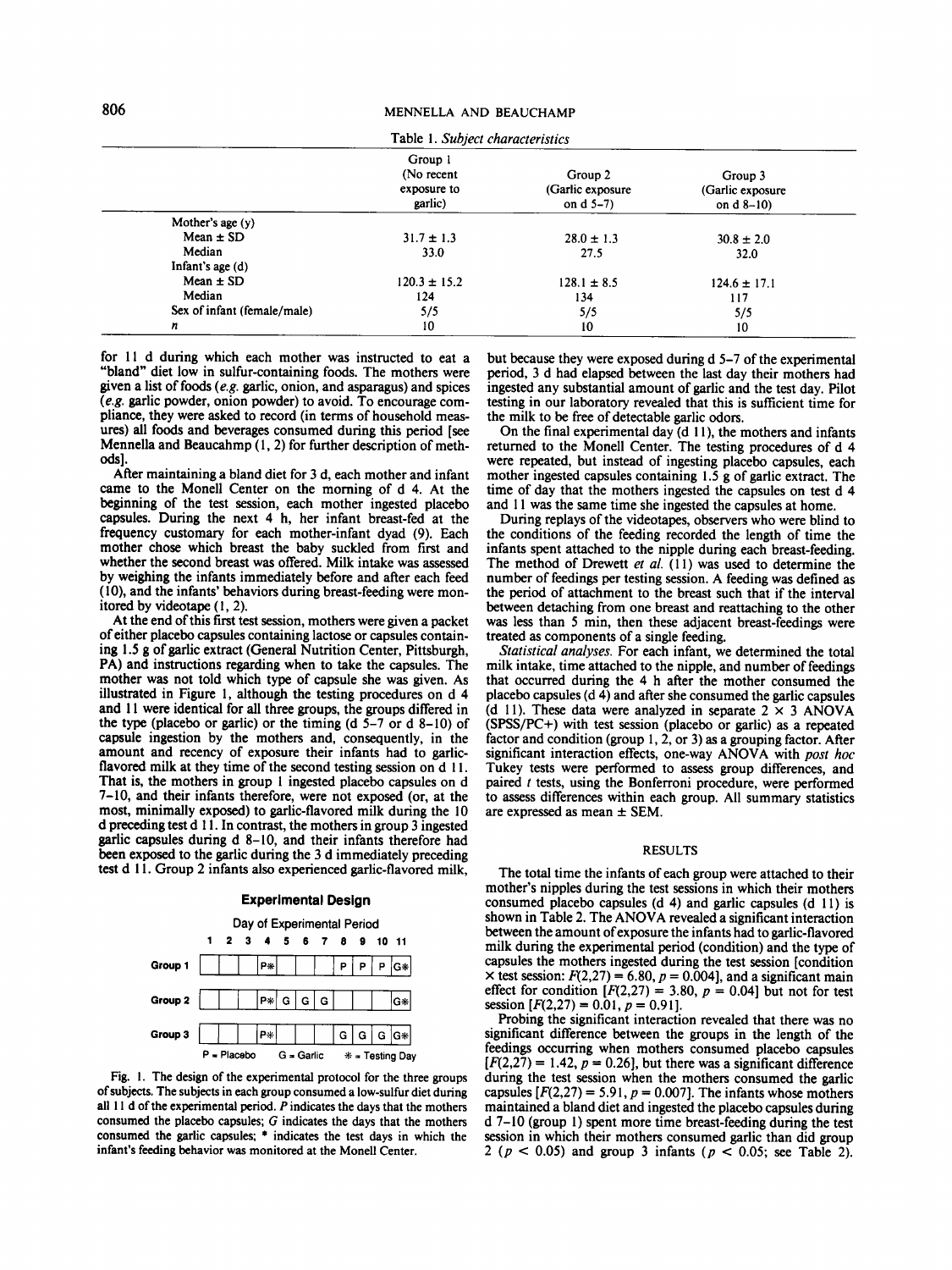Table 1. *Subject characteristics*

| | Group 1 (No recent exposure to garlic) | Group 2 (Garlic exposure on d 5–7) | Group 3 (Garlic exposure on d 8–10) |
|---|---|---|---|
| Mother's age (y) | | | |
| Mean ± SD | 31.7 ± 1.3 | 28.0 ± 1.3 | 30.8 ± 2.0 |
| Median | 33.0 | 27.5 | 32.0 |
| Infant's age (d) | | | |
| Mean ± SD | 120.3 ± 15.2 | 128.1 ± 8.5 | 124.6 ± 17.1 |
| Median | 124 | 134 | 117 |
| Sex of infant (female/male) | 5/5 | 5/5 | 5/5 |
| *n* | 10 | 10 | 10 |

for 11 d during which each mother was instructed to eat a "bland" diet low in sulfur-containing foods. The mothers were given a list of foods (*e.g.* garlic, onion, and asparagus) and spices (*e.g.* garlic powder, onion powder) to avoid. To encourage compliance, they were asked to record (in terms of household measures) all foods and beverages consumed during this period [see Mennella and Beaucahmp (1, 2) for further description of methods].

After maintaining a bland diet for 3 d, each mother and infant came to the Monell Center on the morning of d 4. At the beginning of the test session, each mother ingested placebo capsules. During the next 4 h, her infant breast-fed at the frequency customary for each mother-infant dyad (9). Each mother chose which breast the baby suckled from first and whether the second breast was offered. Milk intake was assessed by weighing the infants immediately before and after each feed (10), and the infants' behaviors during breast-feeding were monitored by videotape (1, 2).

At the end of this first test session, mothers were given a packet of either placebo capsules containing lactose or capsules containing 1.5 g of garlic extract (General Nutrition Center, Pittsburgh, PA) and instructions regarding when to take the capsules. The mother was not told which type of capsule she was given. As illustrated in Figure 1, although the testing procedures on d 4 and 11 were identical for all three groups, the groups differed in the type (placebo or garlic) or the timing (d 5–7 or d 8–10) of capsule ingestion by the mothers and, consequently, in the amount and recency of exposure their infants had to garlic-flavored milk at they time of the second testing session on d 11. That is, the mothers in group 1 ingested placebo capsules on d 7–10, and their infants therefore, were not exposed (or, at the most, minimally exposed) to garlic-flavored milk during the 10 d preceding test d 11. In contrast, the mothers in group 3 ingested garlic capsules during d 8–10, and their infants therefore had been exposed to the garlic during the 3 d immediately preceding test d 11. Group 2 infants also experienced garlic-flavored milk,

**Experimental Design**

Day of Experimental Period

| | 1 | 2 | 3 | 4 | 5 | 6 | 7 | 8 | 9 | 10 | 11 |
|---|---|---|---|---|---|---|---|---|---|---|---|
| Group 1 | | | | P* | | | | P | P | P | G* |
| Group 2 | | | | P* | G | G | G | | | | G* |
| Group 3 | | | | P* | | | | G | G | G | G* |

P = Placebo G = Garlic * = Testing Day

Fig. 1. The design of the experimental protocol for the three groups of subjects. The subjects in each group consumed a low-sulfur diet during all 11 d of the experimental period. *P* indicates the days that the mothers consumed the placebo capsules; *G* indicates the days that the mothers consumed the garlic capsules; * indicates the test days in which the infant's feeding behavior was monitored at the Monell Center.

but because they were exposed during d 5–7 of the experimental period, 3 d had elapsed between the last day their mothers had ingested any substantial amount of garlic and the test day. Pilot testing in our laboratory revealed that this is sufficient time for the milk to be free of detectable garlic odors.

On the final experimental day (d 11), the mothers and infants returned to the Monell Center. The testing procedures of d 4 were repeated, but instead of ingesting placebo capsules, each mother ingested capsules containing 1.5 g of garlic extract. The time of day that the mothers ingested the capsules on test d 4 and 11 was the same time she ingested the capsules at home.

During replays of the videotapes, observers who were blind to the conditions of the feeding recorded the length of time the infants spent attached to the nipple during each breast-feeding. The method of Drewett *et al.* (11) was used to determine the number of feedings per testing session. A feeding was defined as the period of attachment to the breast such that if the interval between detaching from one breast and reattaching to the other was less than 5 min, then these adjacent breast-feedings were treated as components of a single feeding.

*Statistical analyses.* For each infant, we determined the total milk intake, time attached to the nipple, and number of feedings that occurred during the 4 h after the mother consumed the placebo capsules (d 4) and after she consumed the garlic capsules (d 11). These data were analyzed in separate 2 × 3 ANOVA (SPSS/PC+) with test session (placebo or garlic) as a repeated factor and condition (group 1, 2, or 3) as a grouping factor. After significant interaction effects, one-way ANOVA with *post hoc* Tukey tests were performed to assess group differences, and paired *t* tests, using the Bonferroni procedure, were performed to assess differences within each group. All summary statistics are expressed as mean ± SEM.

## RESULTS

The total time the infants of each group were attached to their mother's nipples during the test sessions in which their mothers consumed placebo capsules (d 4) and garlic capsules (d 11) is shown in Table 2. The ANOVA revealed a significant interaction between the amount of exposure the infants had to garlic-flavored milk during the experimental period (condition) and the type of capsules the mothers ingested during the test session [condition × test session: $F(2,27) = 6.80$, $p = 0.004$], and a significant main effect for condition [$F(2,27) = 3.80$, $p = 0.04$] but not for test session [$F(2,27) = 0.01$, $p = 0.91$].

Probing the significant interaction revealed that there was no significant difference between the groups in the length of the feedings occurring when mothers consumed placebo capsules [$F(2,27) = 1.42$, $p = 0.26$], but there was a significant difference during the test session when the mothers consumed the garlic capsules [$F(2,27) = 5.91$, $p = 0.007$]. The infants whose mothers maintained a bland diet and ingested the placebo capsules during d 7–10 (group 1) spent more time breast-feeding during the test session in which their mothers consumed garlic than did group 2 ($p < 0.05$) and group 3 infants ($p < 0.05$; see Table 2).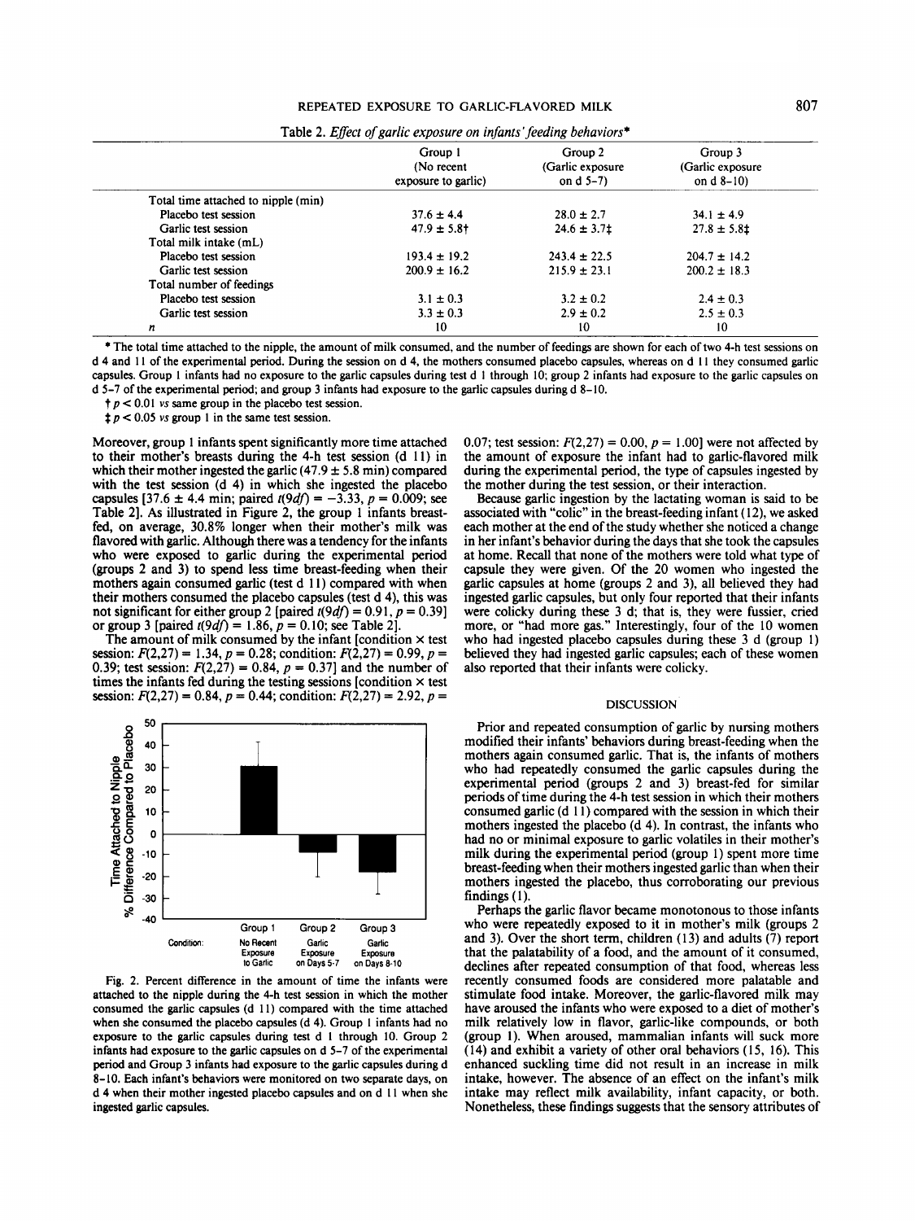Table 2. *Effect of garlic exposure on infants' feeding behaviors**

| | Group 1 (No recent exposure to garlic) | Group 2 (Garlic exposure on d 5–7) | Group 3 (Garlic exposure on d 8–10) |
|---|---|---|---|
| Total time attached to nipple (min) | | | |
| Placebo test session | 37.6 ± 4.4 | 28.0 ± 2.7 | 34.1 ± 4.9 |
| Garlic test session | 47.9 ± 5.8† | 24.6 ± 3.7‡ | 27.8 ± 5.8‡ |
| Total milk intake (mL) | | | |
| Placebo test session | 193.4 ± 19.2 | 243.4 ± 22.5 | 204.7 ± 14.2 |
| Garlic test session | 200.9 ± 16.2 | 215.9 ± 23.1 | 200.2 ± 18.3 |
| Total number of feedings | | | |
| Placebo test session | 3.1 ± 0.3 | 3.2 ± 0.2 | 2.4 ± 0.3 |
| Garlic test session | 3.3 ± 0.3 | 2.9 ± 0.2 | 2.5 ± 0.3 |
| *n* | 10 | 10 | 10 |

\* The total time attached to the nipple, the amount of milk consumed, and the number of feedings are shown for each of two 4-h test sessions on d 4 and 11 of the experimental period. During the session on d 4, the mothers consumed placebo capsules, whereas on d 11 they consumed garlic capsules. Group 1 infants had no exposure to the garlic capsules during test d 1 through 10; group 2 infants had exposure to the garlic capsules on d 5–7 of the experimental period; and group 3 infants had exposure to the garlic capsules during d 8–10.

† $p < 0.01$ *vs* same group in the placebo test session.

‡ $p < 0.05$ *vs* group 1 in the same test session.

Moreover, group 1 infants spent significantly more time attached to their mother's breasts during the 4-h test session (d 11) in which their mother ingested the garlic (47.9 ± 5.8 min) compared with the test session (d 4) in which she ingested the placebo capsules [37.6 ± 4.4 min; paired $t(9df) = -3.33$, $p = 0.009$; see Table 2]. As illustrated in Figure 2, the group 1 infants breast-fed, on average, 30.8% longer when their mother's milk was flavored with garlic. Although there was a tendency for the infants who were exposed to garlic during the experimental period (groups 2 and 3) to spend less time breast-feeding when their mothers again consumed garlic (test d 11) compared with when their mothers consumed the placebo capsules (test d 4), this was not significant for either group 2 [paired $t(9df) = 0.91$, $p = 0.39$] or group 3 [paired $t(9df) = 1.86$, $p = 0.10$; see Table 2].

The amount of milk consumed by the infant [condition × test session: $F(2,27) = 1.34$, $p = 0.28$; condition: $F(2,27) = 0.99$, $p = 0.39$; test session: $F(2,27) = 0.84$, $p = 0.37$] and the number of times the infants fed during the testing sessions [condition × test session: $F(2,27) = 0.84$, $p = 0.44$; condition: $F(2,27) = 2.92$, $p = 0.07$; test session: $F(2,27) = 0.00$, $p = 1.00$] were not affected by the amount of exposure the infant had to garlic-flavored milk during the experimental period, the type of capsules ingested by the mother during the test session, or their interaction.

Because garlic ingestion by the lactating woman is said to be associated with "colic" in the breast-feeding infant (12), we asked each mother at the end of the study whether she noticed a change in her infant's behavior during the days that she took the capsules at home. Recall that none of the mothers were told what type of capsule they were given. Of the 20 women who ingested the garlic capsules at home (groups 2 and 3), all believed they had ingested garlic capsules, but only four reported that their infants were colicky during these 3 d; that is, they were fussier, cried more, or "had more gas." Interestingly, four of the 10 women who had ingested placebo capsules during these 3 d (group 1) believed they had ingested garlic capsules; each of these women also reported that their infants were colicky.

Fig. 2. Percent difference in the amount of time the infants were attached to the nipple during the 4-h test session in which the mother consumed the garlic capsules (d 11) compared with the time attached when she consumed the placebo capsules (d 4). Group 1 infants had no exposure to the garlic capsules during test d 1 through 10. Group 2 infants had exposure to the garlic capsules on d 5–7 of the experimental period and Group 3 infants had exposure to the garlic capsules during d 8–10. Each infant's behaviors were monitored on two separate days, on d 4 when their mother ingested placebo capsules and on d 11 when she ingested garlic capsules.

## DISCUSSION

Prior and repeated consumption of garlic by nursing mothers modified their infants' behaviors during breast-feeding when the mothers again consumed garlic. That is, the infants of mothers who had repeatedly consumed the garlic capsules during the experimental period (groups 2 and 3) breast-fed for similar periods of time during the 4-h test session in which their mothers consumed garlic (d 11) compared with the session in which their mothers ingested the placebo (d 4). In contrast, the infants who had no or minimal exposure to garlic volatiles in their mother's milk during the experimental period (group 1) spent more time breast-feeding when their mothers ingested garlic than when their mothers ingested the placebo, thus corroborating our previous findings (1).

Perhaps the garlic flavor became monotonous to those infants who were repeatedly exposed to it in mother's milk (groups 2 and 3). Over the short term, children (13) and adults (7) report that the palatability of a food, and the amount of it consumed, declines after repeated consumption of that food, whereas less recently consumed foods are considered more palatable and stimulate food intake. Moreover, the garlic-flavored milk may have aroused the infants who were exposed to a diet of mother's milk relatively low in flavor, garlic-like compounds, or both (group 1). When aroused, mammalian infants will suck more (14) and exhibit a variety of other oral behaviors (15, 16). This enhanced suckling time did not result in an increase in milk intake, however. The absence of an effect on the infant's milk intake may reflect milk availability, infant capacity, or both. Nonetheless, these findings suggests that the sensory attributes of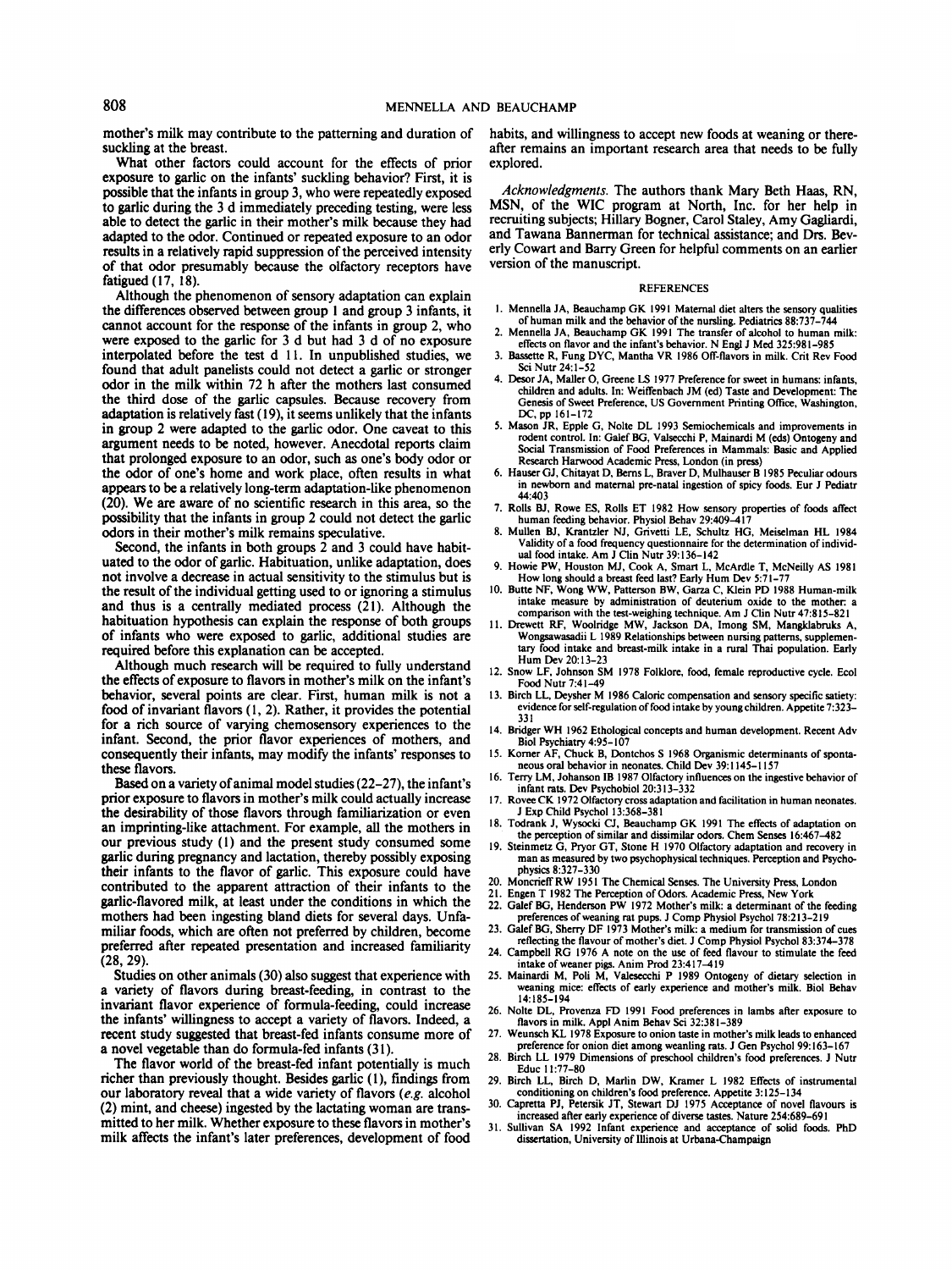mother's milk may contribute to the patterning and duration of suckling at the breast.

What other factors could account for the effects of prior exposure to garlic on the infants' suckling behavior? First, it is possible that the infants in group 3, who were repeatedly exposed to garlic during the 3 d immediately preceding testing, were less able to detect the garlic in their mother's milk because they had adapted to the odor. Continued or repeated exposure to an odor results in a relatively rapid suppression of the perceived intensity of that odor presumably because the olfactory receptors have fatigued (17, 18).

Although the phenomenon of sensory adaptation can explain the differences observed between group 1 and group 3 infants, it cannot account for the response of the infants in group 2, who were exposed to the garlic for 3 d but had 3 d of no exposure interpolated before the test d 11. In unpublished studies, we found that adult panelists could not detect a garlic or stronger odor in the milk within 72 h after the mothers last consumed the third dose of the garlic capsules. Because recovery from adaptation is relatively fast (19), it seems unlikely that the infants in group 2 were adapted to the garlic odor. One caveat to this argument needs to be noted, however. Anecdotal reports claim that prolonged exposure to an odor, such as one's body odor or the odor of one's home and work place, often results in what appears to be a relatively long-term adaptation-like phenomenon (20). We are aware of no scientific research in this area, so the possibility that the infants in group 2 could not detect the garlic odors in their mother's milk remains speculative.

Second, the infants in both groups 2 and 3 could have habituated to the odor of garlic. Habituation, unlike adaptation, does not involve a decrease in actual sensitivity to the stimulus but is the result of the individual getting used to or ignoring a stimulus and thus is a centrally mediated process (21). Although the habituation hypothesis can explain the response of both groups of infants who were exposed to garlic, additional studies are required before this explanation can be accepted.

Although much research will be required to fully understand the effects of exposure to flavors in mother's milk on the infant's behavior, several points are clear. First, human milk is not a food of invariant flavors (1, 2). Rather, it provides the potential for a rich source of varying chemosensory experiences to the infant. Second, the prior flavor experiences of mothers, and consequently their infants, may modify the infants' responses to these flavors.

Based on a variety of animal model studies (22–27), the infant's prior exposure to flavors in mother's milk could actually increase the desirability of those flavors through familiarization or even an imprinting-like attachment. For example, all the mothers in our previous study (1) and the present study consumed some garlic during pregnancy and lactation, thereby possibly exposing their infants to the flavor of garlic. This exposure could have contributed to the apparent attraction of their infants to the garlic-flavored milk, at least under the conditions in which the mothers had been ingesting bland diets for several days. Unfamiliar foods, which are often not preferred by children, become preferred after repeated presentation and increased familiarity (28, 29).

Studies on other animals (30) also suggest that experience with a variety of flavors during breast-feeding, in contrast to the invariant flavor experience of formula-feeding, could increase the infants' willingness to accept a variety of flavors. Indeed, a recent study suggested that breast-fed infants consume more of a novel vegetable than do formula-fed infants (31).

The flavor world of the breast-fed infant potentially is much richer than previously thought. Besides garlic (1), findings from our laboratory reveal that a wide variety of flavors (*e.g.* alcohol (2) mint, and cheese) ingested by the lactating woman are transmitted to her milk. Whether exposure to these flavors in mother's milk affects the infant's later preferences, development of food habits, and willingness to accept new foods at weaning or thereafter remains an important research area that needs to be fully explored.

*Acknowledgments.* The authors thank Mary Beth Haas, RN, MSN, of the WIC program at North, Inc. for her help in recruiting subjects; Hillary Bogner, Carol Staley, Amy Gagliardi, and Tawana Bannerman for technical assistance; and Drs. Beverly Cowart and Barry Green for helpful comments on an earlier version of the manuscript.

## REFERENCES

1. Mennella JA, Beauchamp GK 1991 Maternal diet alters the sensory qualities of human milk and the behavior of the nursling. Pediatrics 88:737–744
2. Mennella JA, Beauchamp GK 1991 The transfer of alcohol to human milk: effects on flavor and the infant's behavior. N Engl J Med 325:981–985
3. Bassette R, Fung DYC, Mantha VR 1986 Off-flavors in milk. Crit Rev Food Sci Nutr 24:1–52
4. Desor JA, Maller O, Greene LS 1977 Preference for sweet in humans: infants, children and adults. In: Weiffenbach JM (ed) Taste and Development: The Genesis of Sweet Preference, US Government Printing Office, Washington, DC, pp 161–172
5. Mason JR, Epple G, Nolte DL 1993 Semiochemicals and improvements in rodent control. In: Galef BG, Valsecchi P, Mainardi M (eds) Ontogeny and Social Transmission of Food Preferences in Mammals: Basic and Applied Research Harwood Academic Press, London (in press)
6. Hauser GJ, Chitayat D, Berns L, Braver D, Mulhauser B 1985 Peculiar odours in newborn and maternal pre-natal ingestion of spicy foods. Eur J Pediatr 44:403
7. Rolls BJ, Rowe ES, Rolls ET 1982 How sensory properties of foods affect human feeding behavior. Physiol Behav 29:409–417
8. Mullen BJ, Krantzler NJ, Grivetti LE, Schultz HG, Meiselman HL 1984 Validity of a food frequency questionnaire for the determination of individual food intake. Am J Clin Nutr 39:136–142
9. Howie PW, Houston MJ, Cook A, Smart L, McArdle T, McNeilly AS 1981 How long should a breast feed last? Early Hum Dev 5:71–77
10. Butte NF, Wong WW, Patterson BW, Garza C, Klein PD 1988 Human-milk intake measure by administration of deuterium oxide to the mother: a comparison with the test-weighing technique. Am J Clin Nutr 47:815–821
11. Drewett RF, Woolridge MW, Jackson DA, Imong SM, Mangklabruks A, Wongsawasadii L 1989 Relationships between nursing patterns, supplementary food intake and breast-milk intake in a rural Thai population. Early Hum Dev 20:13–23
12. Snow LF, Johnson SM 1978 Folklore, food, female reproductive cycle. Ecol Food Nutr 7:41–49
13. Birch LL, Deysher M 1986 Caloric compensation and sensory specific satiety: evidence for self-regulation of food intake by young children. Appetite 7:323–331
14. Bridger WH 1962 Ethological concepts and human development. Recent Adv Biol Psychiatry 4:95–107
15. Korner AF, Chuck B, Dontchos S 1968 Organismic determinants of spontaneous oral behavior in neonates. Child Dev 39:1145–1157
16. Terry LM, Johanson IB 1987 Olfactory influences on the ingestive behavior of infant rats. Dev Psychobiol 20:313–332
17. Rovee CK 1972 Olfactory cross adaptation and facilitation in human neonates. J Exp Child Psychol 13:368–381
18. Todrank J, Wysocki CJ, Beauchamp GK 1991 The effects of adaptation on the perception of similar and dissimilar odors. Chem Senses 16:467–482
19. Steinmetz G, Pryor GT, Stone H 1970 Olfactory adaptation and recovery in man as measured by two psychophysical techniques. Perception and Psychophysics 8:327–330
20. Moncrieff RW 1951 The Chemical Senses. The University Press, London
21. Engen T 1982 The Perception of Odors. Academic Press, New York
22. Galef BG, Henderson PW 1972 Mother's milk: a determinant of the feeding preferences of weaning rat pups. J Comp Physiol Psychol 78:213–219
23. Galef BG, Sherry DF 1973 Mother's milk: a medium for transmission of cues reflecting the flavour of mother's diet. J Comp Physiol Psychol 83:374–378
24. Campbell RG 1976 A note on the use of feed flavour to stimulate the feed intake of weaner pigs. Anim Prod 23:417–419
25. Mainardi M, Poli M, Valesecchi P 1989 Ontogeny of dietary selection in weaning mice: effects of early experience and mother's milk. Biol Behav 14:185–194
26. Nolte DL, Provenza FD 1991 Food preferences in lambs after exposure to flavors in milk. Appl Anim Behav Sci 32:381–389
27. Weunsch KL 1978 Exposure to onion taste in mother's milk leads to enhanced preference for onion diet among weanling rats. J Gen Psychol 99:163–167
28. Birch LL 1979 Dimensions of preschool children's food preferences. J Nutr Educ 11:77–80
29. Birch LL, Birch D, Marlin DW, Kramer L 1982 Effects of instrumental conditioning on children's food preference. Appetite 3:125–134
30. Capretta PJ, Petersik JT, Stewart DJ 1975 Acceptance of novel flavours is increased after early experience of diverse tastes. Nature 254:689–691
31. Sullivan SA 1992 Infant experience and acceptance of solid foods. PhD dissertation, University of Illinois at Urbana-Champaign